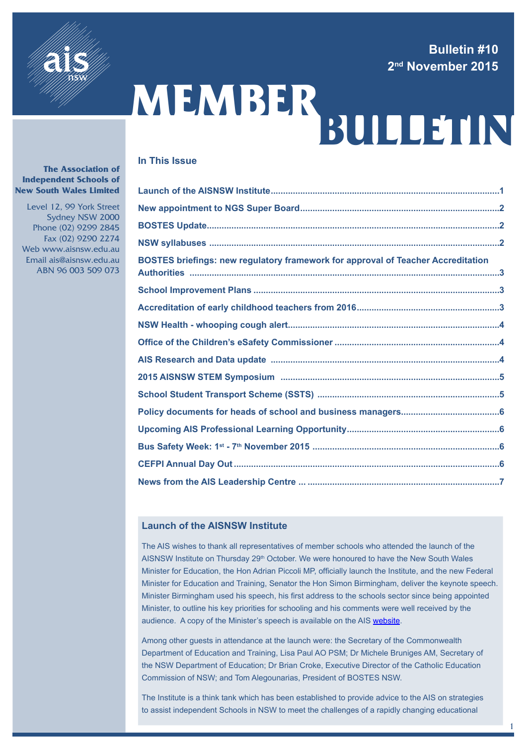Bulletin #10
2nd November 2015

# MEMBER BULLETIN

**The Association of Independent Schools of New South Wales Limited**

Level 12, 99 York Street
Sydney NSW 2000
Phone (02) 9299 2845
Fax (02) 9290 2274
Web www.aisnsw.edu.au
Email ais@aisnsw.edu.au
ABN 96 003 509 073

## In This Issue

- **Launch of the AISNSW Institute** ... 1
- **New appointment to NGS Super Board** ... 2
- **BOSTES Update** ... 2
- **NSW syllabuses** ... 2
- **BOSTES briefings: new regulatory framework for approval of Teacher Accreditation Authorities** ... 3
- **School Improvement Plans** ... 3
- **Accreditation of early childhood teachers from 2016** ... 3
- **NSW Health - whooping cough alert** ... 4
- **Office of the Children's eSafety Commissioner** ... 4
- **AIS Research and Data update** ... 4
- **2015 AISNSW STEM Symposium** ... 5
- **School Student Transport Scheme (SSTS)** ... 5
- **Policy documents for heads of school and business managers** ... 6
- **Upcoming AIS Professional Learning Opportunity** ... 6
- **Bus Safety Week: 1st - 7th November 2015** ... 6
- **CEFPI Annual Day Out** ... 6
- **News from the AIS Leadership Centre ...** ... 7

## Launch of the AISNSW Institute

The AIS wishes to thank all representatives of member schools who attended the launch of the AISNSW Institute on Thursday 29th October. We were honoured to have the New South Wales Minister for Education, the Hon Adrian Piccoli MP, officially launch the Institute, and the new Federal Minister for Education and Training, Senator the Hon Simon Birmingham, deliver the keynote speech. Minister Birmingham used his speech, his first address to the schools sector since being appointed Minister, to outline his key priorities for schooling and his comments were well received by the audience. A copy of the Minister's speech is available on the AIS website.

Among other guests in attendance at the launch were: the Secretary of the Commonwealth Department of Education and Training, Lisa Paul AO PSM; Dr Michele Bruniges AM, Secretary of the NSW Department of Education; Dr Brian Croke, Executive Director of the Catholic Education Commission of NSW; and Tom Alegounarias, President of BOSTES NSW.

The Institute is a think tank which has been established to provide advice to the AIS on strategies to assist independent Schools in NSW to meet the challenges of a rapidly changing educational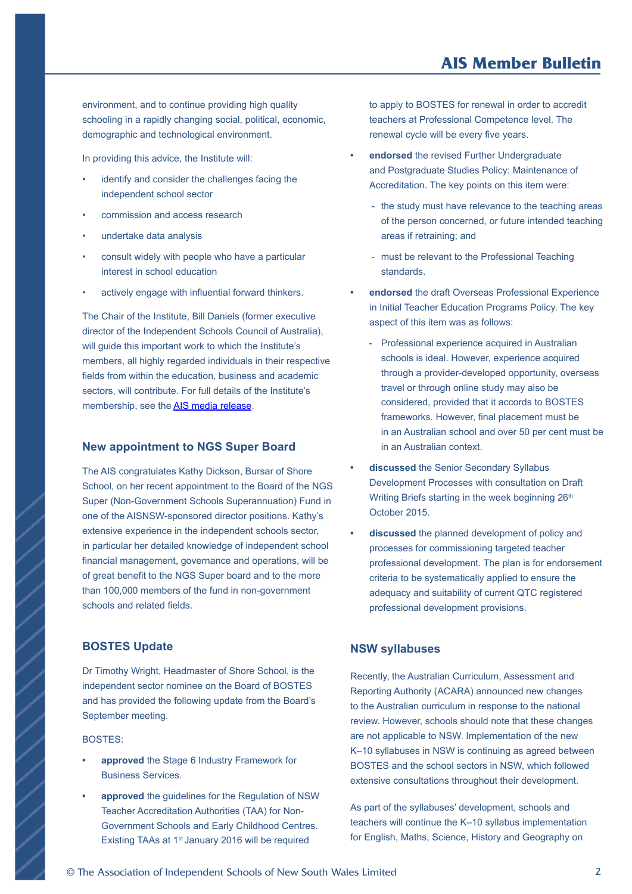environment, and to continue providing high quality schooling in a rapidly changing social, political, economic, demographic and technological environment.

In providing this advice, the Institute will:

- identify and consider the challenges facing the independent school sector
- commission and access research
- undertake data analysis
- consult widely with people who have a particular interest in school education
- actively engage with influential forward thinkers.

The Chair of the Institute, Bill Daniels (former executive director of the Independent Schools Council of Australia), will guide this important work to which the Institute's members, all highly regarded individuals in their respective fields from within the education, business and academic sectors, will contribute. For full details of the Institute's membership, see the AIS media release.

### New appointment to NGS Super Board

The AIS congratulates Kathy Dickson, Bursar of Shore School, on her recent appointment to the Board of the NGS Super (Non-Government Schools Superannuation) Fund in one of the AISNSW-sponsored director positions. Kathy's extensive experience in the independent schools sector, in particular her detailed knowledge of independent school financial management, governance and operations, will be of great benefit to the NGS Super board and to the more than 100,000 members of the fund in non-government schools and related fields.

### BOSTES Update

Dr Timothy Wright, Headmaster of Shore School, is the independent sector nominee on the Board of BOSTES and has provided the following update from the Board's September meeting.

BOSTES:

- **approved** the Stage 6 Industry Framework for Business Services.
- **approved** the guidelines for the Regulation of NSW Teacher Accreditation Authorities (TAA) for Non-Government Schools and Early Childhood Centres. Existing TAAs at 1st January 2016 will be required to apply to BOSTES for renewal in order to accredit teachers at Professional Competence level. The renewal cycle will be every five years.
- **endorsed** the revised Further Undergraduate and Postgraduate Studies Policy: Maintenance of Accreditation. The key points on this item were:
  - the study must have relevance to the teaching areas of the person concerned, or future intended teaching areas if retraining; and
  - must be relevant to the Professional Teaching standards.
- **endorsed** the draft Overseas Professional Experience in Initial Teacher Education Programs Policy. The key aspect of this item was as follows:
  - Professional experience acquired in Australian schools is ideal. However, experience acquired through a provider-developed opportunity, overseas travel or through online study may also be considered, provided that it accords to BOSTES frameworks. However, final placement must be in an Australian school and over 50 per cent must be in an Australian context.
- **discussed** the Senior Secondary Syllabus Development Processes with consultation on Draft Writing Briefs starting in the week beginning 26th October 2015.
- **discussed** the planned development of policy and processes for commissioning targeted teacher professional development. The plan is for endorsement criteria to be systematically applied to ensure the adequacy and suitability of current QTC registered professional development provisions.

### NSW syllabuses

Recently, the Australian Curriculum, Assessment and Reporting Authority (ACARA) announced new changes to the Australian curriculum in response to the national review. However, schools should note that these changes are not applicable to NSW. Implementation of the new K–10 syllabuses in NSW is continuing as agreed between BOSTES and the school sectors in NSW, which followed extensive consultations throughout their development.

As part of the syllabuses' development, schools and teachers will continue the K–10 syllabus implementation for English, Maths, Science, History and Geography on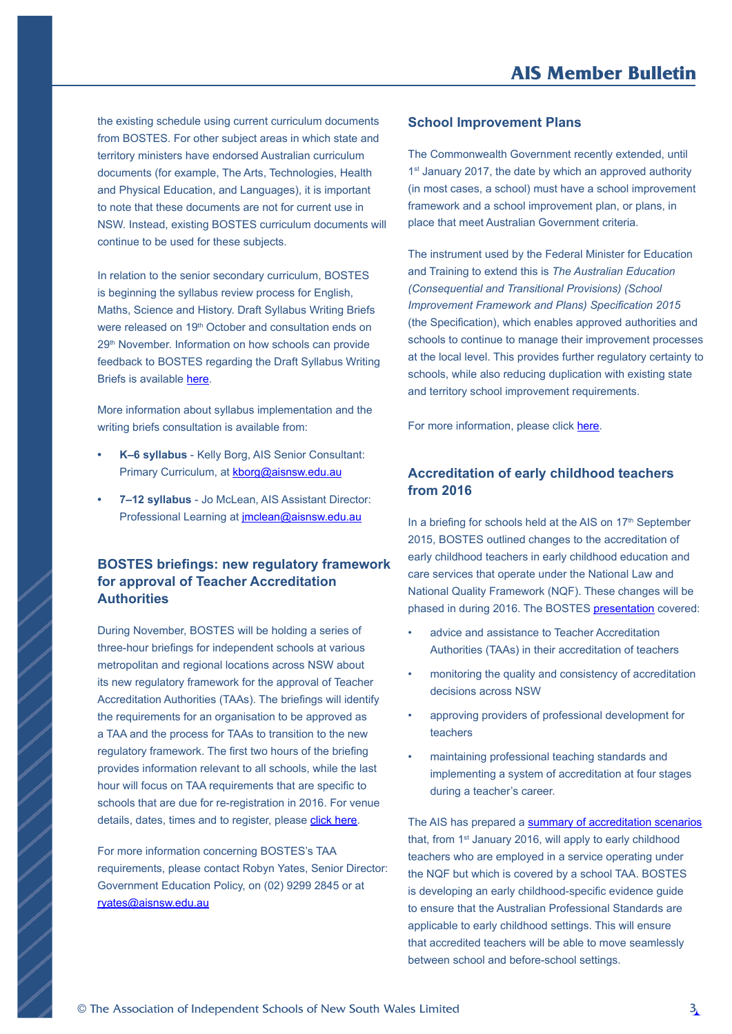the existing schedule using current curriculum documents from BOSTES. For other subject areas in which state and territory ministers have endorsed Australian curriculum documents (for example, The Arts, Technologies, Health and Physical Education, and Languages), it is important to note that these documents are not for current use in NSW. Instead, existing BOSTES curriculum documents will continue to be used for these subjects.

In relation to the senior secondary curriculum, BOSTES is beginning the syllabus review process for English, Maths, Science and History. Draft Syllabus Writing Briefs were released on 19th October and consultation ends on 29th November. Information on how schools can provide feedback to BOSTES regarding the Draft Syllabus Writing Briefs is available here.

More information about syllabus implementation and the writing briefs consultation is available from:

- **K–6 syllabus** - Kelly Borg, AIS Senior Consultant: Primary Curriculum, at kborg@aisnsw.edu.au
- **7–12 syllabus** - Jo McLean, AIS Assistant Director: Professional Learning at jmclean@aisnsw.edu.au

### BOSTES briefings: new regulatory framework for approval of Teacher Accreditation Authorities

During November, BOSTES will be holding a series of three-hour briefings for independent schools at various metropolitan and regional locations across NSW about its new regulatory framework for the approval of Teacher Accreditation Authorities (TAAs). The briefings will identify the requirements for an organisation to be approved as a TAA and the process for TAAs to transition to the new regulatory framework. The first two hours of the briefing provides information relevant to all schools, while the last hour will focus on TAA requirements that are specific to schools that are due for re-registration in 2016. For venue details, dates, times and to register, please click here.

For more information concerning BOSTES's TAA requirements, please contact Robyn Yates, Senior Director: Government Education Policy, on (02) 9299 2845 or at ryates@aisnsw.edu.au

### School Improvement Plans

The Commonwealth Government recently extended, until 1st January 2017, the date by which an approved authority (in most cases, a school) must have a school improvement framework and a school improvement plan, or plans, in place that meet Australian Government criteria.

The instrument used by the Federal Minister for Education and Training to extend this is *The Australian Education (Consequential and Transitional Provisions) (School Improvement Framework and Plans) Specification 2015* (the Specification), which enables approved authorities and schools to continue to manage their improvement processes at the local level. This provides further regulatory certainty to schools, while also reducing duplication with existing state and territory school improvement requirements.

For more information, please click here.

### Accreditation of early childhood teachers from 2016

In a briefing for schools held at the AIS on 17th September 2015, BOSTES outlined changes to the accreditation of early childhood teachers in early childhood education and care services that operate under the National Law and National Quality Framework (NQF). These changes will be phased in during 2016. The BOSTES presentation covered:

- advice and assistance to Teacher Accreditation Authorities (TAAs) in their accreditation of teachers
- monitoring the quality and consistency of accreditation decisions across NSW
- approving providers of professional development for teachers
- maintaining professional teaching standards and implementing a system of accreditation at four stages during a teacher's career.

The AIS has prepared a summary of accreditation scenarios that, from 1st January 2016, will apply to early childhood teachers who are employed in a service operating under the NQF but which is covered by a school TAA. BOSTES is developing an early childhood-specific evidence guide to ensure that the Australian Professional Standards are applicable to early childhood settings. This will ensure that accredited teachers will be able to move seamlessly between school and before-school settings.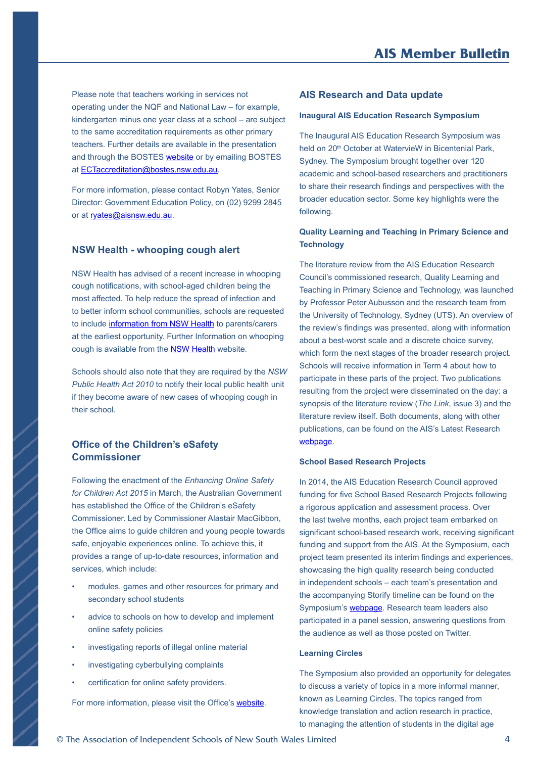Please note that teachers working in services not operating under the NQF and National Law – for example, kindergarten minus one year class at a school – are subject to the same accreditation requirements as other primary teachers. Further details are available in the presentation and through the BOSTES website or by emailing BOSTES at ECTaccreditation@bostes.nsw.edu.au.

For more information, please contact Robyn Yates, Senior Director: Government Education Policy, on (02) 9299 2845 or at ryates@aisnsw.edu.au.

## NSW Health - whooping cough alert

NSW Health has advised of a recent increase in whooping cough notifications, with school-aged children being the most affected. To help reduce the spread of infection and to better inform school communities, schools are requested to include information from NSW Health to parents/carers at the earliest opportunity. Further Information on whooping cough is available from the NSW Health website.

Schools should also note that they are required by the *NSW Public Health Act 2010* to notify their local public health unit if they become aware of new cases of whooping cough in their school.

## Office of the Children's eSafety Commissioner

Following the enactment of the *Enhancing Online Safety for Children Act 2015* in March, the Australian Government has established the Office of the Children's eSafety Commissioner. Led by Commissioner Alastair MacGibbon, the Office aims to guide children and young people towards safe, enjoyable experiences online. To achieve this, it provides a range of up-to-date resources, information and services, which include:

- modules, games and other resources for primary and secondary school students
- advice to schools on how to develop and implement online safety policies
- investigating reports of illegal online material
- investigating cyberbullying complaints
- certification for online safety providers.

For more information, please visit the Office's website.

## AIS Research and Data update

### Inaugural AIS Education Research Symposium

The Inaugural AIS Education Research Symposium was held on 20th October at WatervieW in Bicentenial Park, Sydney. The Symposium brought together over 120 academic and school-based researchers and practitioners to share their research findings and perspectives with the broader education sector. Some key highlights were the following.

### Quality Learning and Teaching in Primary Science and Technology

The literature review from the AIS Education Research Council's commissioned research, Quality Learning and Teaching in Primary Science and Technology, was launched by Professor Peter Aubusson and the research team from the University of Technology, Sydney (UTS). An overview of the review's findings was presented, along with information about a best-worst scale and a discrete choice survey, which form the next stages of the broader research project. Schools will receive information in Term 4 about how to participate in these parts of the project. Two publications resulting from the project were disseminated on the day: a synopsis of the literature review (*The Link*, issue 3) and the literature review itself. Both documents, along with other publications, can be found on the AIS's Latest Research webpage.

### School Based Research Projects

In 2014, the AIS Education Research Council approved funding for five School Based Research Projects following a rigorous application and assessment process. Over the last twelve months, each project team embarked on significant school-based research work, receiving significant funding and support from the AIS. At the Symposium, each project team presented its interim findings and experiences, showcasing the high quality research being conducted in independent schools – each team's presentation and the accompanying Storify timeline can be found on the Symposium's webpage. Research team leaders also participated in a panel session, answering questions from the audience as well as those posted on Twitter.

### Learning Circles

The Symposium also provided an opportunity for delegates to discuss a variety of topics in a more informal manner, known as Learning Circles. The topics ranged from knowledge translation and action research in practice, to managing the attention of students in the digital age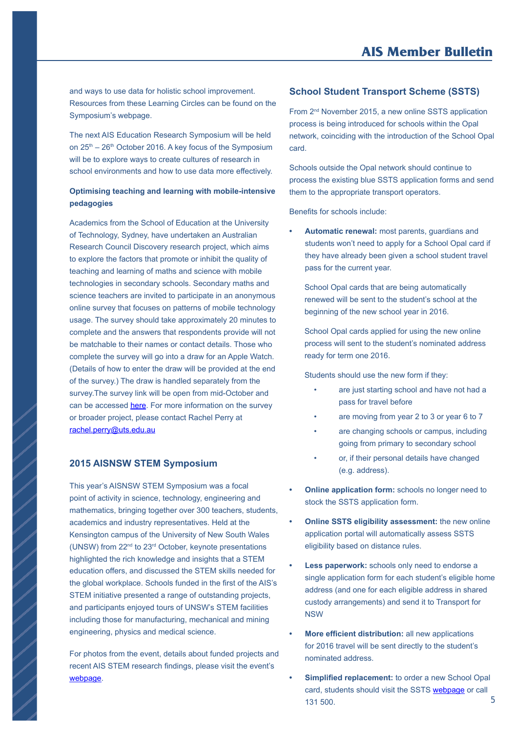and ways to use data for holistic school improvement. Resources from these Learning Circles can be found on the Symposium's webpage.

The next AIS Education Research Symposium will be held on 25th – 26th October 2016. A key focus of the Symposium will be to explore ways to create cultures of research in school environments and how to use data more effectively.

**Optimising teaching and learning with mobile-intensive pedagogies**

Academics from the School of Education at the University of Technology, Sydney, have undertaken an Australian Research Council Discovery research project, which aims to explore the factors that promote or inhibit the quality of teaching and learning of maths and science with mobile technologies in secondary schools. Secondary maths and science teachers are invited to participate in an anonymous online survey that focuses on patterns of mobile technology usage. The survey should take approximately 20 minutes to complete and the answers that respondents provide will not be matchable to their names or contact details. Those who complete the survey will go into a draw for an Apple Watch. (Details of how to enter the draw will be provided at the end of the survey.) The draw is handled separately from the survey.The survey link will be open from mid-October and can be accessed here. For more information on the survey or broader project, please contact Rachel Perry at rachel.perry@uts.edu.au

## 2015 AISNSW STEM Symposium

This year's AISNSW STEM Symposium was a focal point of activity in science, technology, engineering and mathematics, bringing together over 300 teachers, students, academics and industry representatives. Held at the Kensington campus of the University of New South Wales (UNSW) from 22nd to 23rd October, keynote presentations highlighted the rich knowledge and insights that a STEM education offers, and discussed the STEM skills needed for the global workplace. Schools funded in the first of the AIS's STEM initiative presented a range of outstanding projects, and participants enjoyed tours of UNSW's STEM facilities including those for manufacturing, mechanical and mining engineering, physics and medical science.

For photos from the event, details about funded projects and recent AIS STEM research findings, please visit the event's webpage.

## School Student Transport Scheme (SSTS)

From 2nd November 2015, a new online SSTS application process is being introduced for schools within the Opal network, coinciding with the introduction of the School Opal card.

Schools outside the Opal network should continue to process the existing blue SSTS application forms and send them to the appropriate transport operators.

Benefits for schools include:

- **Automatic renewal:** most parents, guardians and students won't need to apply for a School Opal card if they have already been given a school student travel pass for the current year.

  School Opal cards that are being automatically renewed will be sent to the student's school at the beginning of the new school year in 2016.

  School Opal cards applied for using the new online process will sent to the student's nominated address ready for term one 2016.

  Students should use the new form if they:

  - are just starting school and have not had a pass for travel before
  - are moving from year 2 to 3 or year 6 to 7
  - are changing schools or campus, including going from primary to secondary school
  - or, if their personal details have changed (e.g. address).

- **Online application form:** schools no longer need to stock the SSTS application form.
- **Online SSTS eligibility assessment:** the new online application portal will automatically assess SSTS eligibility based on distance rules.
- **Less paperwork:** schools only need to endorse a single application form for each student's eligible home address (and one for each eligible address in shared custody arrangements) and send it to Transport for NSW
- **More efficient distribution:** all new applications for 2016 travel will be sent directly to the student's nominated address.
- **Simplified replacement:** to order a new School Opal card, students should visit the SSTS webpage or call 131 500.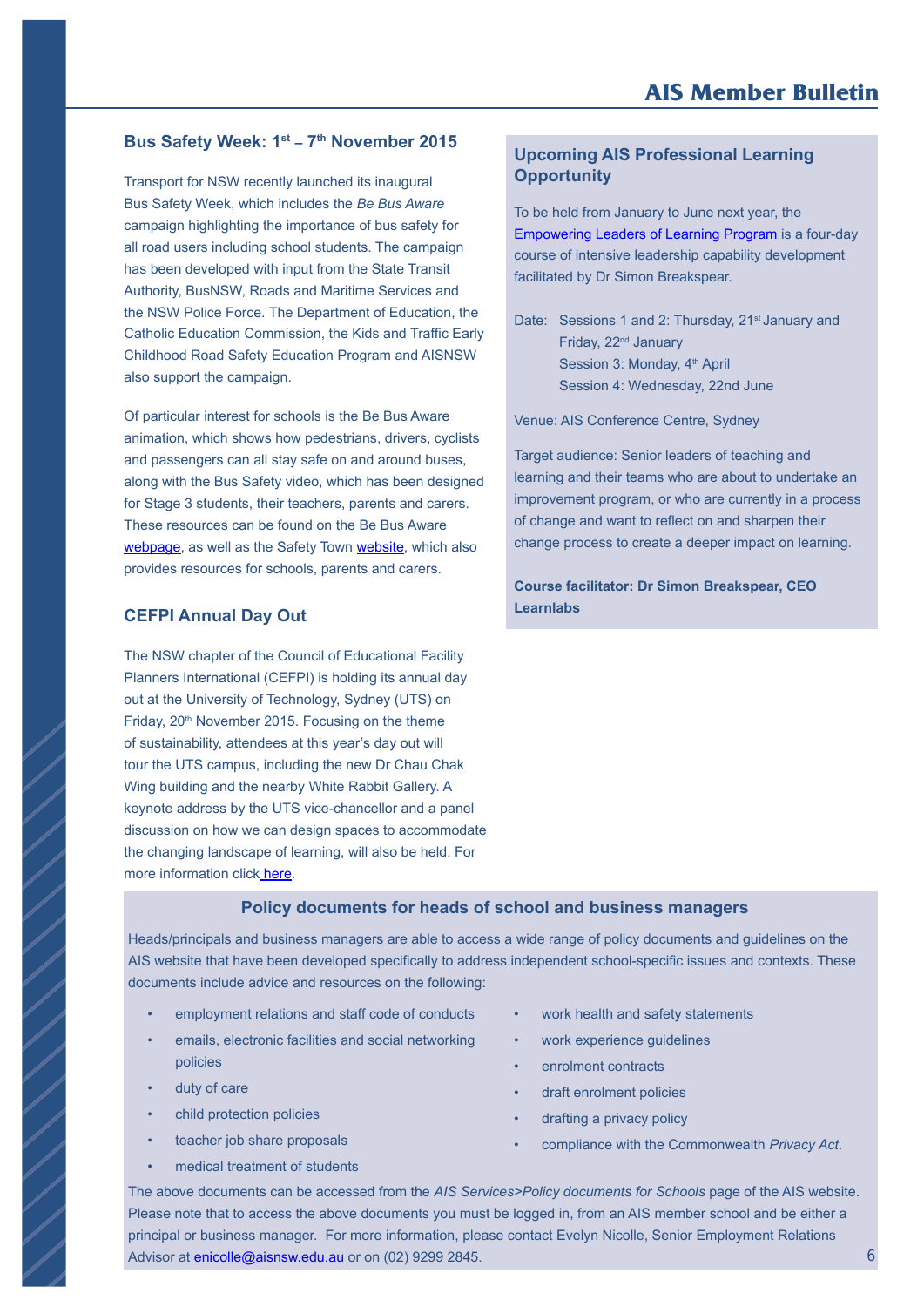## Bus Safety Week: 1st – 7th November 2015

Transport for NSW recently launched its inaugural Bus Safety Week, which includes the *Be Bus Aware* campaign highlighting the importance of bus safety for all road users including school students. The campaign has been developed with input from the State Transit Authority, BusNSW, Roads and Maritime Services and the NSW Police Force. The Department of Education, the Catholic Education Commission, the Kids and Traffic Early Childhood Road Safety Education Program and AISNSW also support the campaign.

Of particular interest for schools is the Be Bus Aware animation, which shows how pedestrians, drivers, cyclists and passengers can all stay safe on and around buses, along with the Bus Safety video, which has been designed for Stage 3 students, their teachers, parents and carers. These resources can be found on the Be Bus Aware webpage, as well as the Safety Town website, which also provides resources for schools, parents and carers.

## CEFPI Annual Day Out

The NSW chapter of the Council of Educational Facility Planners International (CEFPI) is holding its annual day out at the University of Technology, Sydney (UTS) on Friday, 20th November 2015. Focusing on the theme of sustainability, attendees at this year's day out will tour the UTS campus, including the new Dr Chau Chak Wing building and the nearby White Rabbit Gallery. A keynote address by the UTS vice-chancellor and a panel discussion on how we can design spaces to accommodate the changing landscape of learning, will also be held. For more information click here.

## Upcoming AIS Professional Learning Opportunity

To be held from January to June next year, the Empowering Leaders of Learning Program is a four-day course of intensive leadership capability development facilitated by Dr Simon Breakspear.

Date: Sessions 1 and 2: Thursday, 21st January and Friday, 22nd January
Session 3: Monday, 4th April
Session 4: Wednesday, 22nd June

Venue: AIS Conference Centre, Sydney

Target audience: Senior leaders of teaching and learning and their teams who are about to undertake an improvement program, or who are currently in a process of change and want to reflect on and sharpen their change process to create a deeper impact on learning.

**Course facilitator: Dr Simon Breakspear, CEO Learnlabs**

## Policy documents for heads of school and business managers

Heads/principals and business managers are able to access a wide range of policy documents and guidelines on the AIS website that have been developed specifically to address independent school-specific issues and contexts. These documents include advice and resources on the following:

- employment relations and staff code of conducts
- emails, electronic facilities and social networking policies
- duty of care
- child protection policies
- teacher job share proposals
- medical treatment of students
- work health and safety statements
- work experience guidelines
- enrolment contracts
- draft enrolment policies
- drafting a privacy policy
- compliance with the Commonwealth *Privacy Act*.

The above documents can be accessed from the *AIS Services>Policy documents for Schools* page of the AIS website. Please note that to access the above documents you must be logged in, from an AIS member school and be either a principal or business manager. For more information, please contact Evelyn Nicolle, Senior Employment Relations Advisor at enicolle@aisnsw.edu.au or on (02) 9299 2845.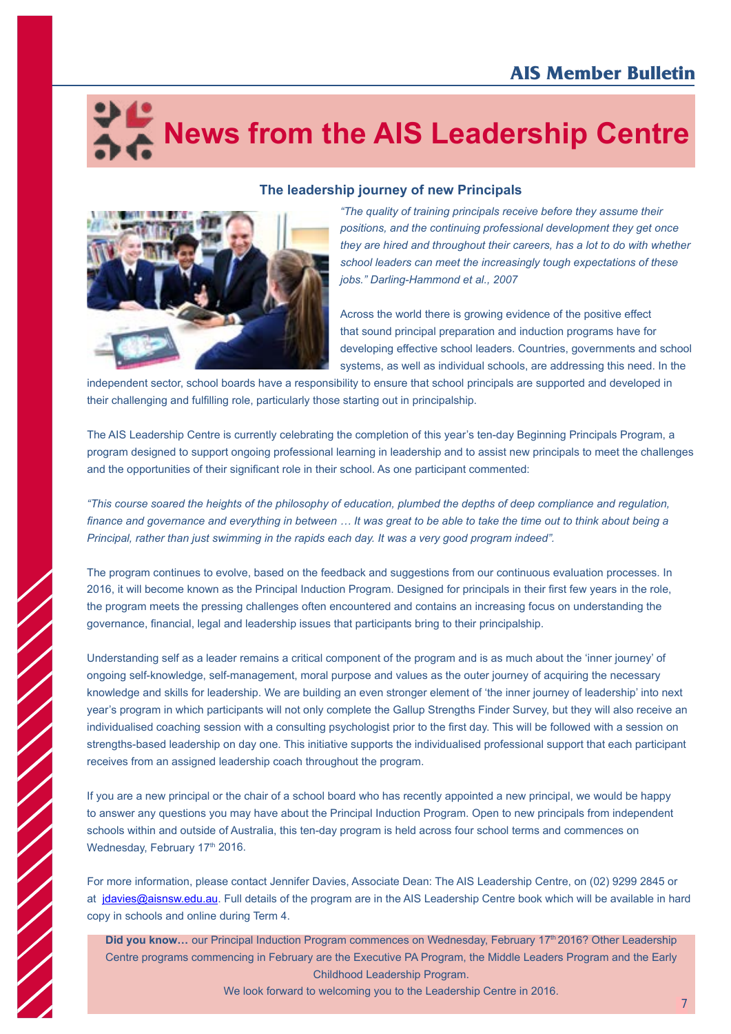# News from the AIS Leadership Centre

## The leadership journey of new Principals

*"The quality of training principals receive before they assume their positions, and the continuing professional development they get once they are hired and throughout their careers, has a lot to do with whether school leaders can meet the increasingly tough expectations of these jobs." Darling-Hammond et al., 2007*

Across the world there is growing evidence of the positive effect that sound principal preparation and induction programs have for developing effective school leaders. Countries, governments and school systems, as well as individual schools, are addressing this need. In the independent sector, school boards have a responsibility to ensure that school principals are supported and developed in their challenging and fulfilling role, particularly those starting out in principalship.

The AIS Leadership Centre is currently celebrating the completion of this year's ten-day Beginning Principals Program, a program designed to support ongoing professional learning in leadership and to assist new principals to meet the challenges and the opportunities of their significant role in their school. As one participant commented:

*"This course soared the heights of the philosophy of education, plumbed the depths of deep compliance and regulation, finance and governance and everything in between … It was great to be able to take the time out to think about being a Principal, rather than just swimming in the rapids each day. It was a very good program indeed".*

The program continues to evolve, based on the feedback and suggestions from our continuous evaluation processes. In 2016, it will become known as the Principal Induction Program. Designed for principals in their first few years in the role, the program meets the pressing challenges often encountered and contains an increasing focus on understanding the governance, financial, legal and leadership issues that participants bring to their principalship.

Understanding self as a leader remains a critical component of the program and is as much about the 'inner journey' of ongoing self-knowledge, self-management, moral purpose and values as the outer journey of acquiring the necessary knowledge and skills for leadership. We are building an even stronger element of 'the inner journey of leadership' into next year's program in which participants will not only complete the Gallup Strengths Finder Survey, but they will also receive an individualised coaching session with a consulting psychologist prior to the first day. This will be followed with a session on strengths-based leadership on day one. This initiative supports the individualised professional support that each participant receives from an assigned leadership coach throughout the program.

If you are a new principal or the chair of a school board who has recently appointed a new principal, we would be happy to answer any questions you may have about the Principal Induction Program. Open to new principals from independent schools within and outside of Australia, this ten-day program is held across four school terms and commences on Wednesday, February 17th 2016.

For more information, please contact Jennifer Davies, Associate Dean: The AIS Leadership Centre, on (02) 9299 2845 or at jdavies@aisnsw.edu.au. Full details of the program are in the AIS Leadership Centre book which will be available in hard copy in schools and online during Term 4.

**Did you know…** our Principal Induction Program commences on Wednesday, February 17th 2016? Other Leadership Centre programs commencing in February are the Executive PA Program, the Middle Leaders Program and the Early Childhood Leadership Program.

We look forward to welcoming you to the Leadership Centre in 2016.